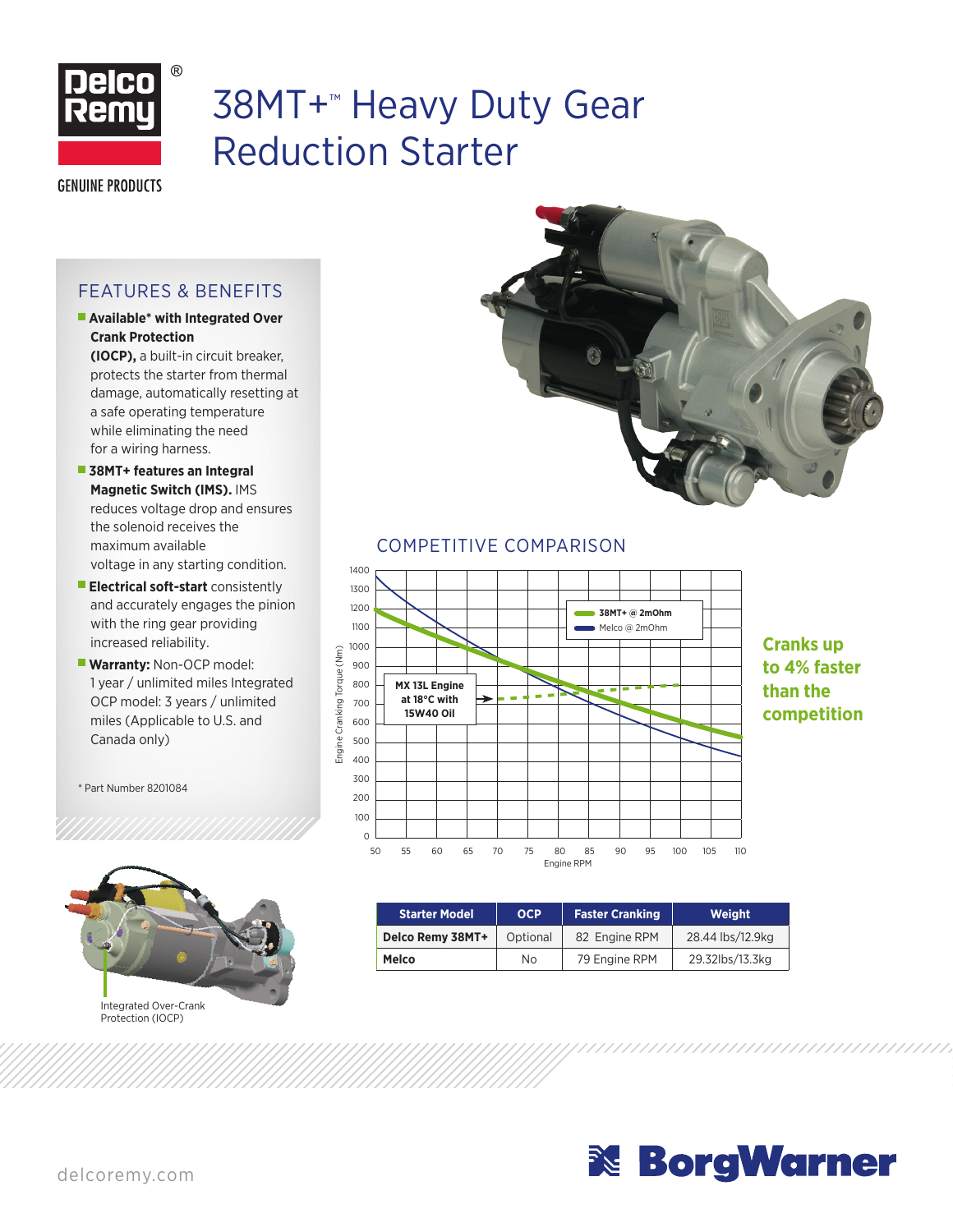# 38MT+™ Heavy Duty Gear Reduction Starter

Delco Remy®

GENUINE PRODUCTS

## FEATURES & BENEFITS

- **Available* with Integrated Over Crank Protection (IOCP),** a built-in circuit breaker, protects the starter from thermal damage, automatically resetting at a safe operating temperature while eliminating the need for a wiring harness.
- **38MT+ features an Integral Magnetic Switch (IMS).** IMS reduces voltage drop and ensures the solenoid receives the maximum available voltage in any starting condition.
- **Electrical soft-start** consistently and accurately engages the pinion with the ring gear providing increased reliability.
- **Warranty:** Non-OCP model: 1 year / unlimited miles Integrated OCP model: 3 years / unlimited miles (Applicable to U.S. and Canada only)

* Part Number 8201084

Integrated Over-Crank Protection (IOCP)

## COMPETITIVE COMPARISON

Engine Cranking Torque (Nm) vs. Engine RPM

- 38MT+ @ 2mOhm
- Melco @ 2mOhm

MX 13L Engine at 18°C with 15W40 Oil

**Cranks up to 4% faster than the competition**

| Starter Model | OCP | Faster Cranking | Weight |
|---|---|---|---|
| **Delco Remy 38MT+** | Optional | 82 Engine RPM | 28.44 lbs/12.9kg |
| **Melco** | No | 79 Engine RPM | 29.32lbs/13.3kg |

delcoremy.com

BorgWarner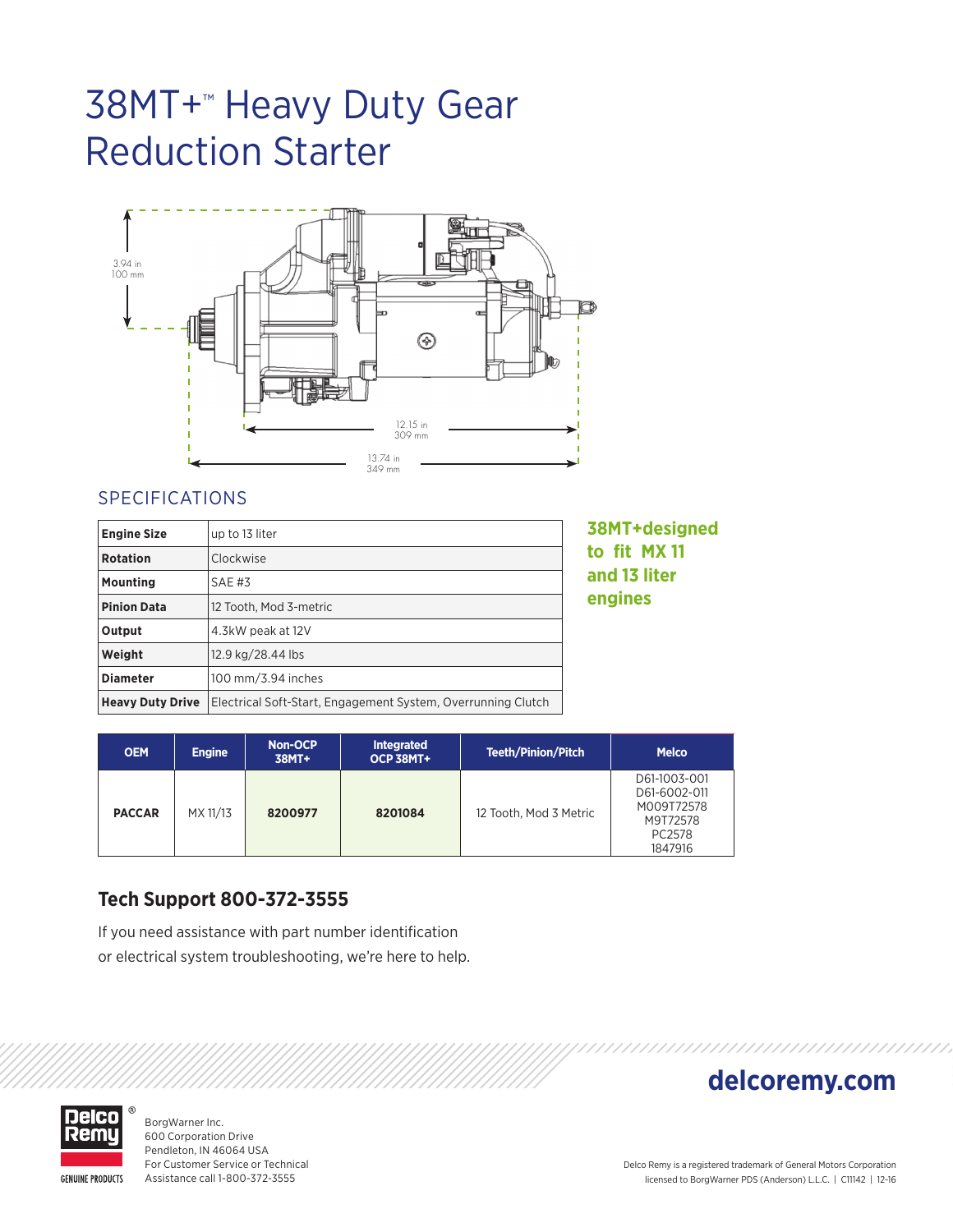# 38MT+™ Heavy Duty Gear Reduction Starter

3.94 in
100 mm

12.15 in
309 mm

13.74 in
349 mm

## SPECIFICATIONS

| | |
|---|---|
| **Engine Size** | up to 13 liter |
| **Rotation** | Clockwise |
| **Mounting** | SAE #3 |
| **Pinion Data** | 12 Tooth, Mod 3-metric |
| **Output** | 4.3kW peak at 12V |
| **Weight** | 12.9 kg/28.44 lbs |
| **Diameter** | 100 mm/3.94 inches |
| **Heavy Duty Drive** | Electrical Soft-Start, Engagement System, Overrunning Clutch |

**38MT+designed to fit MX 11 and 13 liter engines**

| OEM | Engine | Non-OCP 38MT+ | Integrated OCP 38MT+ | Teeth/Pinion/Pitch | Melco |
|---|---|---|---|---|---|
| **PACCAR** | MX 11/13 | **8200977** | **8201084** | 12 Tooth, Mod 3 Metric | D61-1003-001<br>D61-6002-011<br>M009T72578<br>M9T72578<br>PC2578<br>1847916 |

## Tech Support 800-372-3555

If you need assistance with part number identification or electrical system troubleshooting, we're here to help.

**delcoremy.com**

Delco Remy® GENUINE PRODUCTS

BorgWarner Inc.
600 Corporation Drive
Pendleton, IN 46064 USA
For Customer Service or Technical Assistance call 1-800-372-3555

Delco Remy is a registered trademark of General Motors Corporation licensed to BorgWarner PDS (Anderson) L.L.C. | C11142 | 12-16